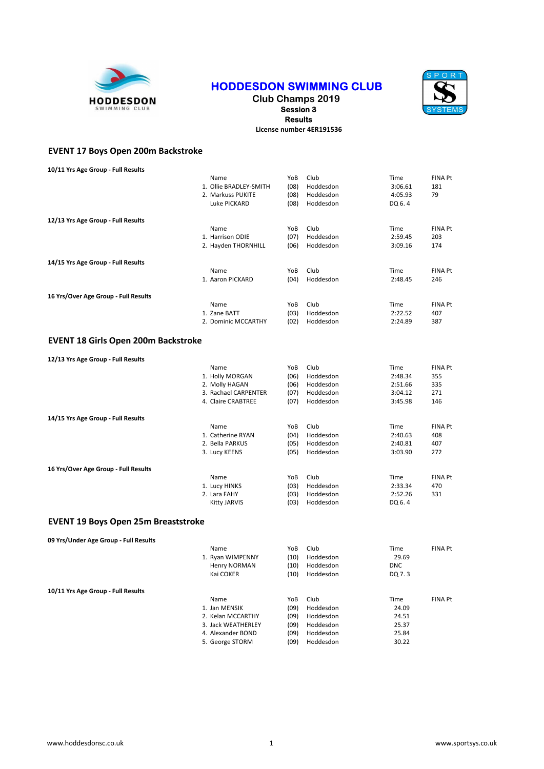# HODDESDON SWIMMING CLUB

**Club Champs 2019**

**Session 3**

**Results**

**License number 4ER191536**

## EVENT 17 Boys Open 200m Backstroke

**10/11 Yrs Age Group - Full Results**

| | Name | YoB | Club | Time | FINA Pt |
|---|---|---|---|---|---|
| 1. | Ollie BRADLEY-SMITH | (08) | Hoddesdon | 3:06.61 | 181 |
| 2. | Markuss PUKITE | (08) | Hoddesdon | 4:05.93 | 79 |
| | Luke PICKARD | (08) | Hoddesdon | DQ 6. 4 | |

**12/13 Yrs Age Group - Full Results**

| | Name | YoB | Club | Time | FINA Pt |
|---|---|---|---|---|---|
| 1. | Harrison ODIE | (07) | Hoddesdon | 2:59.45 | 203 |
| 2. | Hayden THORNHILL | (06) | Hoddesdon | 3:09.16 | 174 |

**14/15 Yrs Age Group - Full Results**

| | Name | YoB | Club | Time | FINA Pt |
|---|---|---|---|---|---|
| 1. | Aaron PICKARD | (04) | Hoddesdon | 2:48.45 | 246 |

**16 Yrs/Over Age Group - Full Results**

| | Name | YoB | Club | Time | FINA Pt |
|---|---|---|---|---|---|
| 1. | Zane BATT | (03) | Hoddesdon | 2:22.52 | 407 |
| 2. | Dominic MCCARTHY | (02) | Hoddesdon | 2:24.89 | 387 |

## EVENT 18 Girls Open 200m Backstroke

**12/13 Yrs Age Group - Full Results**

| | Name | YoB | Club | Time | FINA Pt |
|---|---|---|---|---|---|
| 1. | Holly MORGAN | (06) | Hoddesdon | 2:48.34 | 355 |
| 2. | Molly HAGAN | (06) | Hoddesdon | 2:51.66 | 335 |
| 3. | Rachael CARPENTER | (07) | Hoddesdon | 3:04.12 | 271 |
| 4. | Claire CRABTREE | (07) | Hoddesdon | 3:45.98 | 146 |

**14/15 Yrs Age Group - Full Results**

| | Name | YoB | Club | Time | FINA Pt |
|---|---|---|---|---|---|
| 1. | Catherine RYAN | (04) | Hoddesdon | 2:40.63 | 408 |
| 2. | Bella PARKUS | (05) | Hoddesdon | 2:40.81 | 407 |
| 3. | Lucy KEENS | (05) | Hoddesdon | 3:03.90 | 272 |

**16 Yrs/Over Age Group - Full Results**

| | Name | YoB | Club | Time | FINA Pt |
|---|---|---|---|---|---|
| 1. | Lucy HINKS | (03) | Hoddesdon | 2:33.34 | 470 |
| 2. | Lara FAHY | (03) | Hoddesdon | 2:52.26 | 331 |
| | Kitty JARVIS | (03) | Hoddesdon | DQ 6. 4 | |

## EVENT 19 Boys Open 25m Breaststroke

**09 Yrs/Under Age Group - Full Results**

| | Name | YoB | Club | Time | FINA Pt |
|---|---|---|---|---|---|
| 1. | Ryan WIMPENNY | (10) | Hoddesdon | 29.69 | |
| | Henry NORMAN | (10) | Hoddesdon | DNC | |
| | Kai COKER | (10) | Hoddesdon | DQ 7. 3 | |

**10/11 Yrs Age Group - Full Results**

| | Name | YoB | Club | Time | FINA Pt |
|---|---|---|---|---|---|
| 1. | Jan MENSIK | (09) | Hoddesdon | 24.09 | |
| 2. | Kelan MCCARTHY | (09) | Hoddesdon | 24.51 | |
| 3. | Jack WEATHERLEY | (09) | Hoddesdon | 25.37 | |
| 4. | Alexander BOND | (09) | Hoddesdon | 25.84 | |
| 5. | George STORM | (09) | Hoddesdon | 30.22 | |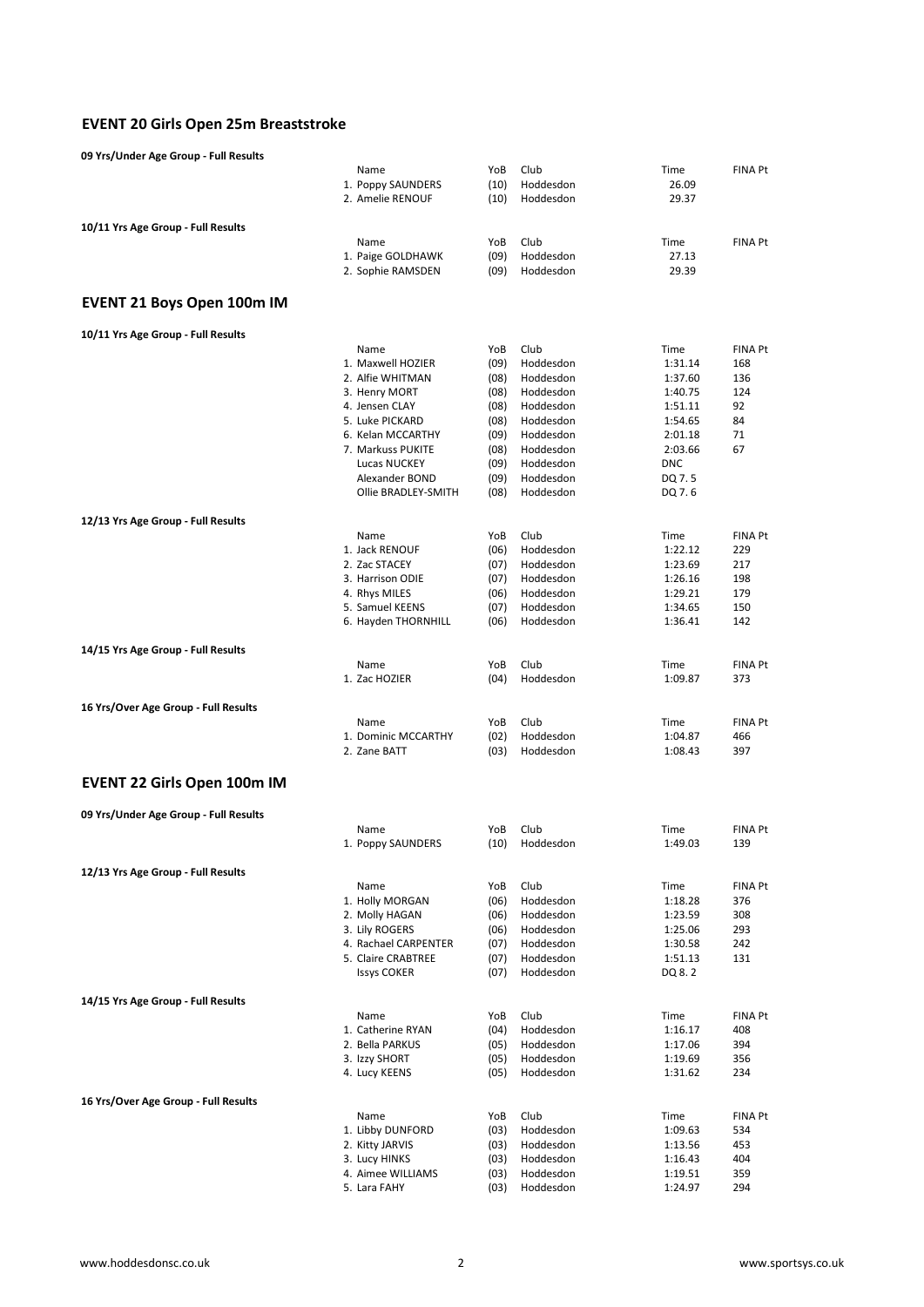## EVENT 20 Girls Open 25m Breaststroke

**09 Yrs/Under Age Group - Full Results**

| Name | YoB | Club | Time | FINA Pt |
|---|---|---|---|---|
| 1. Poppy SAUNDERS | (10) | Hoddesdon | 26.09 | |
| 2. Amelie RENOUF | (10) | Hoddesdon | 29.37 | |

**10/11 Yrs Age Group - Full Results**

| Name | YoB | Club | Time | FINA Pt |
|---|---|---|---|---|
| 1. Paige GOLDHAWK | (09) | Hoddesdon | 27.13 | |
| 2. Sophie RAMSDEN | (09) | Hoddesdon | 29.39 | |

## EVENT 21 Boys Open 100m IM

**10/11 Yrs Age Group - Full Results**

| Name | YoB | Club | Time | FINA Pt |
|---|---|---|---|---|
| 1. Maxwell HOZIER | (09) | Hoddesdon | 1:31.14 | 168 |
| 2. Alfie WHITMAN | (08) | Hoddesdon | 1:37.60 | 136 |
| 3. Henry MORT | (08) | Hoddesdon | 1:40.75 | 124 |
| 4. Jensen CLAY | (08) | Hoddesdon | 1:51.11 | 92 |
| 5. Luke PICKARD | (08) | Hoddesdon | 1:54.65 | 84 |
| 6. Kelan MCCARTHY | (09) | Hoddesdon | 2:01.18 | 71 |
| 7. Markuss PUKITE | (08) | Hoddesdon | 2:03.66 | 67 |
| Lucas NUCKEY | (09) | Hoddesdon | DNC | |
| Alexander BOND | (09) | Hoddesdon | DQ 7. 5 | |
| Ollie BRADLEY-SMITH | (08) | Hoddesdon | DQ 7. 6 | |

**12/13 Yrs Age Group - Full Results**

| Name | YoB | Club | Time | FINA Pt |
|---|---|---|---|---|
| 1. Jack RENOUF | (06) | Hoddesdon | 1:22.12 | 229 |
| 2. Zac STACEY | (07) | Hoddesdon | 1:23.69 | 217 |
| 3. Harrison ODIE | (07) | Hoddesdon | 1:26.16 | 198 |
| 4. Rhys MILES | (06) | Hoddesdon | 1:29.21 | 179 |
| 5. Samuel KEENS | (07) | Hoddesdon | 1:34.65 | 150 |
| 6. Hayden THORNHILL | (06) | Hoddesdon | 1:36.41 | 142 |

**14/15 Yrs Age Group - Full Results**

| Name | YoB | Club | Time | FINA Pt |
|---|---|---|---|---|
| 1. Zac HOZIER | (04) | Hoddesdon | 1:09.87 | 373 |

**16 Yrs/Over Age Group - Full Results**

| Name | YoB | Club | Time | FINA Pt |
|---|---|---|---|---|
| 1. Dominic MCCARTHY | (02) | Hoddesdon | 1:04.87 | 466 |
| 2. Zane BATT | (03) | Hoddesdon | 1:08.43 | 397 |

## EVENT 22 Girls Open 100m IM

**09 Yrs/Under Age Group - Full Results**

| Name | YoB | Club | Time | FINA Pt |
|---|---|---|---|---|
| 1. Poppy SAUNDERS | (10) | Hoddesdon | 1:49.03 | 139 |

**12/13 Yrs Age Group - Full Results**

| Name | YoB | Club | Time | FINA Pt |
|---|---|---|---|---|
| 1. Holly MORGAN | (06) | Hoddesdon | 1:18.28 | 376 |
| 2. Molly HAGAN | (06) | Hoddesdon | 1:23.59 | 308 |
| 3. Lily ROGERS | (06) | Hoddesdon | 1:25.06 | 293 |
| 4. Rachael CARPENTER | (07) | Hoddesdon | 1:30.58 | 242 |
| 5. Claire CRABTREE | (07) | Hoddesdon | 1:51.13 | 131 |
| Issys COKER | (07) | Hoddesdon | DQ 8. 2 | |

**14/15 Yrs Age Group - Full Results**

| Name | YoB | Club | Time | FINA Pt |
|---|---|---|---|---|
| 1. Catherine RYAN | (04) | Hoddesdon | 1:16.17 | 408 |
| 2. Bella PARKUS | (05) | Hoddesdon | 1:17.06 | 394 |
| 3. Izzy SHORT | (05) | Hoddesdon | 1:19.69 | 356 |
| 4. Lucy KEENS | (05) | Hoddesdon | 1:31.62 | 234 |

**16 Yrs/Over Age Group - Full Results**

| Name | YoB | Club | Time | FINA Pt |
|---|---|---|---|---|
| 1. Libby DUNFORD | (03) | Hoddesdon | 1:09.63 | 534 |
| 2. Kitty JARVIS | (03) | Hoddesdon | 1:13.56 | 453 |
| 3. Lucy HINKS | (03) | Hoddesdon | 1:16.43 | 404 |
| 4. Aimee WILLIAMS | (03) | Hoddesdon | 1:19.51 | 359 |
| 5. Lara FAHY | (03) | Hoddesdon | 1:24.97 | 294 |